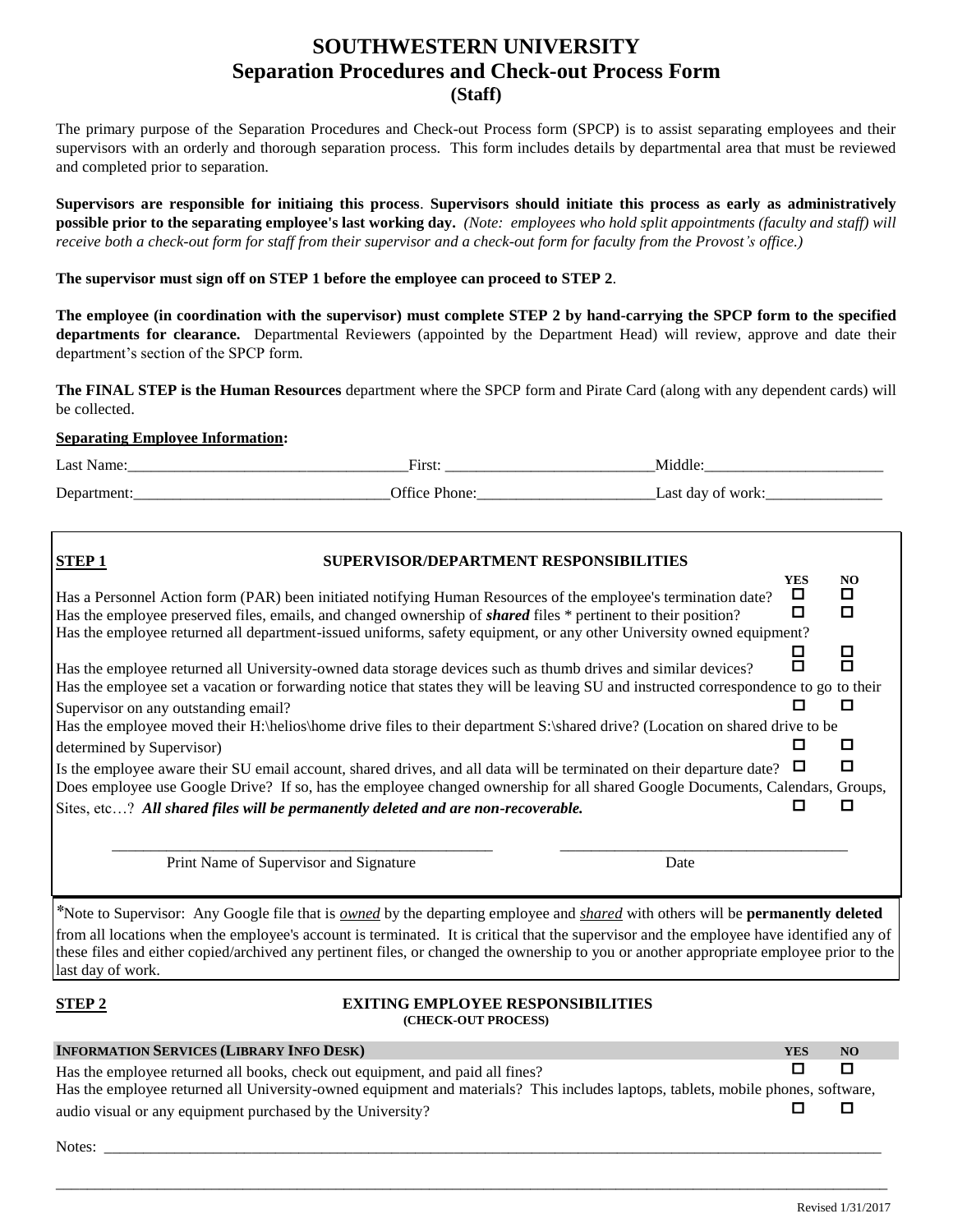# SOUTHWESTERN UNIVERSITY
## Separation Procedures and Check-out Process Form
### (Staff)

The primary purpose of the Separation Procedures and Check-out Process form (SPCP) is to assist separating employees and their supervisors with an orderly and thorough separation process. This form includes details by departmental area that must be reviewed and completed prior to separation.

**Supervisors are responsible for initiaing this process**. **Supervisors should initiate this process as early as administratively possible prior to the separating employee's last working day.** *(Note: employees who hold split appointments (faculty and staff) will receive both a check-out form for staff from their supervisor and a check-out form for faculty from the Provost's office.)*

**The supervisor must sign off on STEP 1 before the employee can proceed to STEP 2**.

**The employee (in coordination with the supervisor) must complete STEP 2 by hand-carrying the SPCP form to the specified departments for clearance.** Departmental Reviewers (appointed by the Department Head) will review, approve and date their department's section of the SPCP form.

**The FINAL STEP is the Human Resources** department where the SPCP form and Pirate Card (along with any dependent cards) will be collected.

**Separating Employee Information:**

Last Name:___________________________________ First: __________________________ Middle:_______________________

Department:________________________________ Office Phone:______________________ Last day of work:_______________

**STEP 1** — **SUPERVISOR/DEPARTMENT RESPONSIBILITIES**

| | YES | NO |
|---|---|---|
| Has a Personnel Action form (PAR) been initiated notifying Human Resources of the employee's termination date? | ☐ | ☐ |
| Has the employee preserved files, emails, and changed ownership of ***shared*** files * pertinent to their position? | ☐ | ☐ |
| Has the employee returned all department-issued uniforms, safety equipment, or any other University owned equipment? | ☐ | ☐ |
| Has the employee returned all University-owned data storage devices such as thumb drives and similar devices? | ☐ | ☐ |
| Has the employee set a vacation or forwarding notice that states they will be leaving SU and instructed correspondence to go to their Supervisor on any outstanding email? | ☐ | ☐ |
| Has the employee moved their H:\helios\home drive files to their department S:\shared drive? (Location on shared drive to be determined by Supervisor) | ☐ | ☐ |
| Is the employee aware their SU email account, shared drives, and all data will be terminated on their departure date? | ☐ | ☐ |
| Does employee use Google Drive? If so, has the employee changed ownership for all shared Google Documents, Calendars, Groups, Sites, etc…? ***All shared files will be permanently deleted and are non-recoverable.*** | ☐ | ☐ |

__________________________________________________ ______________________________________

Print Name of Supervisor and Signature — Date

*Note to Supervisor: Any Google file that is *owned* by the departing employee and *shared* with others will be **permanently deleted** from all locations when the employee's account is terminated. It is critical that the supervisor and the employee have identified any of these files and either copied/archived any pertinent files, or changed the ownership to you or another appropriate employee prior to the last day of work.

**STEP 2** — **EXITING EMPLOYEE RESPONSIBILITIES**
**(CHECK-OUT PROCESS)**

| **INFORMATION SERVICES (LIBRARY INFO DESK)** | **YES** | **NO** |
|---|---|---|
| Has the employee returned all books, check out equipment, and paid all fines? | ☐ | ☐ |
| Has the employee returned all University-owned equipment and materials? This includes laptops, tablets, mobile phones, software, audio visual or any equipment purchased by the University? | ☐ | ☐ |

Notes: ____________________________________________________________________________________________________

________________________________________________________________________________________________________

Revised 1/31/2017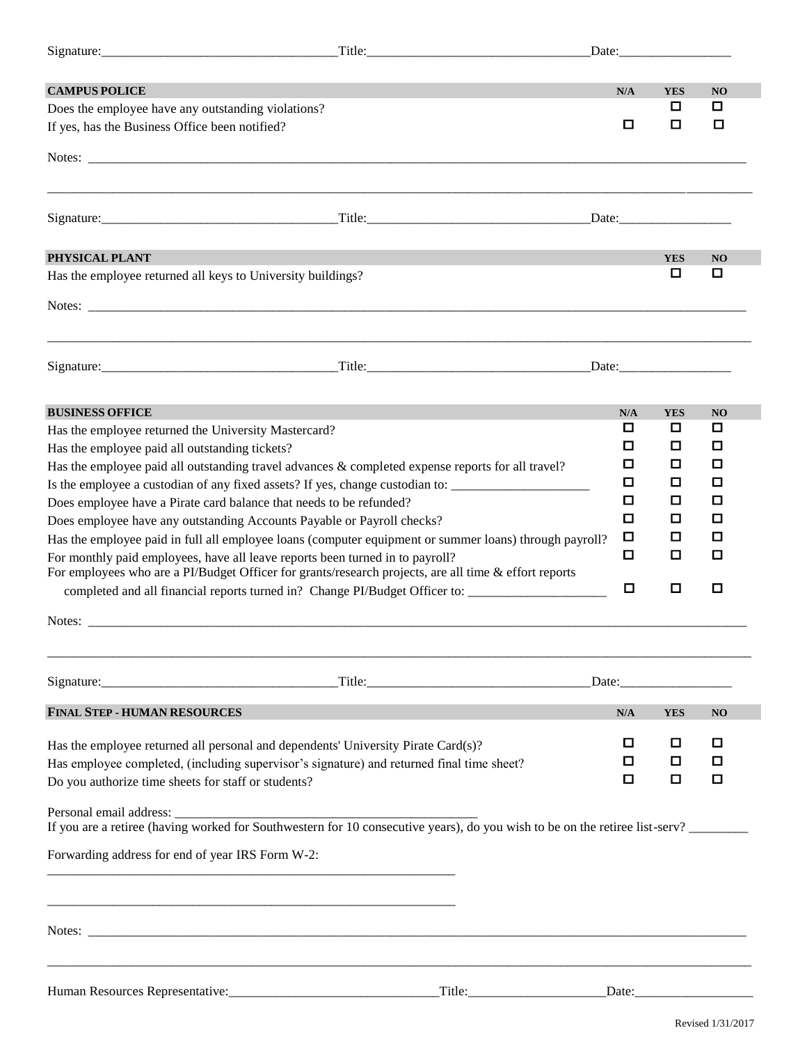Signature:___________________________________Title:_________________________________Date:_________________

| CAMPUS POLICE | N/A | YES | NO |
|---|---|---|---|
| Does the employee have any outstanding violations? | | ☐ | ☐ |
| If yes, has the Business Office been notified? | ☐ | ☐ | ☐ |

Notes: ___________________________________________________________________________________________________

___________________________________________________________________________________________________________

Signature:___________________________________Title:_________________________________Date:_________________

| PHYSICAL PLANT | YES | NO |
|---|---|---|
| Has the employee returned all keys to University buildings? | ☐ | ☐ |

Notes: ___________________________________________________________________________________________________

___________________________________________________________________________________________________________

Signature:___________________________________Title:_________________________________Date:_________________

| BUSINESS OFFICE | N/A | YES | NO |
|---|---|---|---|
| Has the employee returned the University Mastercard? | ☐ | ☐ | ☐ |
| Has the employee paid all outstanding tickets? | ☐ | ☐ | ☐ |
| Has the employee paid all outstanding travel advances & completed expense reports for all travel? | ☐ | ☐ | ☐ |
| Is the employee a custodian of any fixed assets? If yes, change custodian to: _____________________ | ☐ | ☐ | ☐ |
| Does employee have a Pirate card balance that needs to be refunded? | ☐ | ☐ | ☐ |
| Does employee have any outstanding Accounts Payable or Payroll checks? | ☐ | ☐ | ☐ |
| Has the employee paid in full all employee loans (computer equipment or summer loans) through payroll? | ☐ | ☐ | ☐ |
| For monthly paid employees, have all leave reports been turned in to payroll? | ☐ | ☐ | ☐ |
| For employees who are a PI/Budget Officer for grants/research projects, are all time & effort reports completed and all financial reports turned in? Change PI/Budget Officer to: _____________________ | ☐ | ☐ | ☐ |

Notes: ___________________________________________________________________________________________________

___________________________________________________________________________________________________________

Signature:___________________________________Title:_________________________________Date:_________________

| FINAL STEP - HUMAN RESOURCES | N/A | YES | NO |
|---|---|---|---|
| Has the employee returned all personal and dependents' University Pirate Card(s)? | ☐ | ☐ | ☐ |
| Has employee completed, (including supervisor's signature) and returned final time sheet? | ☐ | ☐ | ☐ |
| Do you authorize time sheets for staff or students? | ☐ | ☐ | ☐ |

Personal email address: _______________________________________________

If you are a retiree (having worked for Southwestern for 10 consecutive years), do you wish to be on the retiree list-serv? _________

Forwarding address for end of year IRS Form W-2:

_________________________________________________________________

_________________________________________________________________

Notes: ___________________________________________________________________________________________________

___________________________________________________________________________________________________________

Human Resources Representative:_________________________________Title:_____________________Date:__________________

Revised 1/31/2017